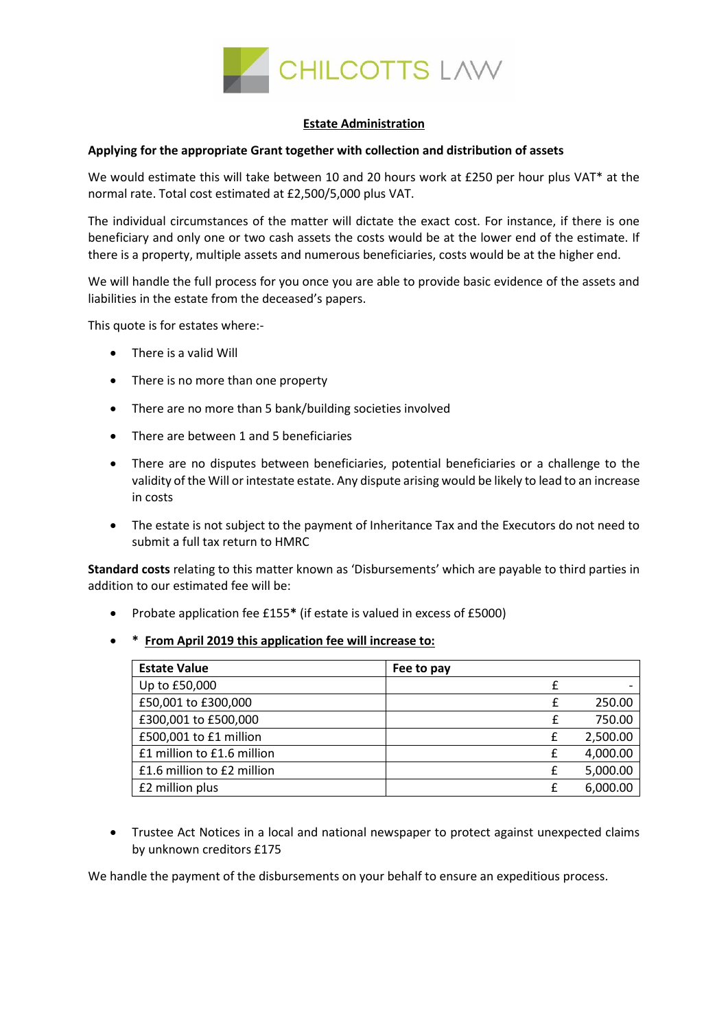CHILCOTTS LAW

# Estate Administration

**Applying for the appropriate Grant together with collection and distribution of assets**

We would estimate this will take between 10 and 20 hours work at £250 per hour plus VAT* at the normal rate. Total cost estimated at £2,500/5,000 plus VAT.

The individual circumstances of the matter will dictate the exact cost. For instance, if there is one beneficiary and only one or two cash assets the costs would be at the lower end of the estimate. If there is a property, multiple assets and numerous beneficiaries, costs would be at the higher end.

We will handle the full process for you once you are able to provide basic evidence of the assets and liabilities in the estate from the deceased's papers.

This quote is for estates where:-

- There is a valid Will
- There is no more than one property
- There are no more than 5 bank/building societies involved
- There are between 1 and 5 beneficiaries
- There are no disputes between beneficiaries, potential beneficiaries or a challenge to the validity of the Will or intestate estate. Any dispute arising would be likely to lead to an increase in costs
- The estate is not subject to the payment of Inheritance Tax and the Executors do not need to submit a full tax return to HMRC

**Standard costs** relating to this matter known as 'Disbursements' which are payable to third parties in addition to our estimated fee will be:

- Probate application fee £155**\*** (if estate is valued in excess of £5000)
- **\* From April 2019 this application fee will increase to:**

| Estate Value | Fee to pay |
|---|---|
| Up to £50,000 | £ - |
| £50,001 to £300,000 | £ 250.00 |
| £300,001 to £500,000 | £ 750.00 |
| £500,001 to £1 million | £ 2,500.00 |
| £1 million to £1.6 million | £ 4,000.00 |
| £1.6 million to £2 million | £ 5,000.00 |
| £2 million plus | £ 6,000.00 |

- Trustee Act Notices in a local and national newspaper to protect against unexpected claims by unknown creditors £175

We handle the payment of the disbursements on your behalf to ensure an expeditious process.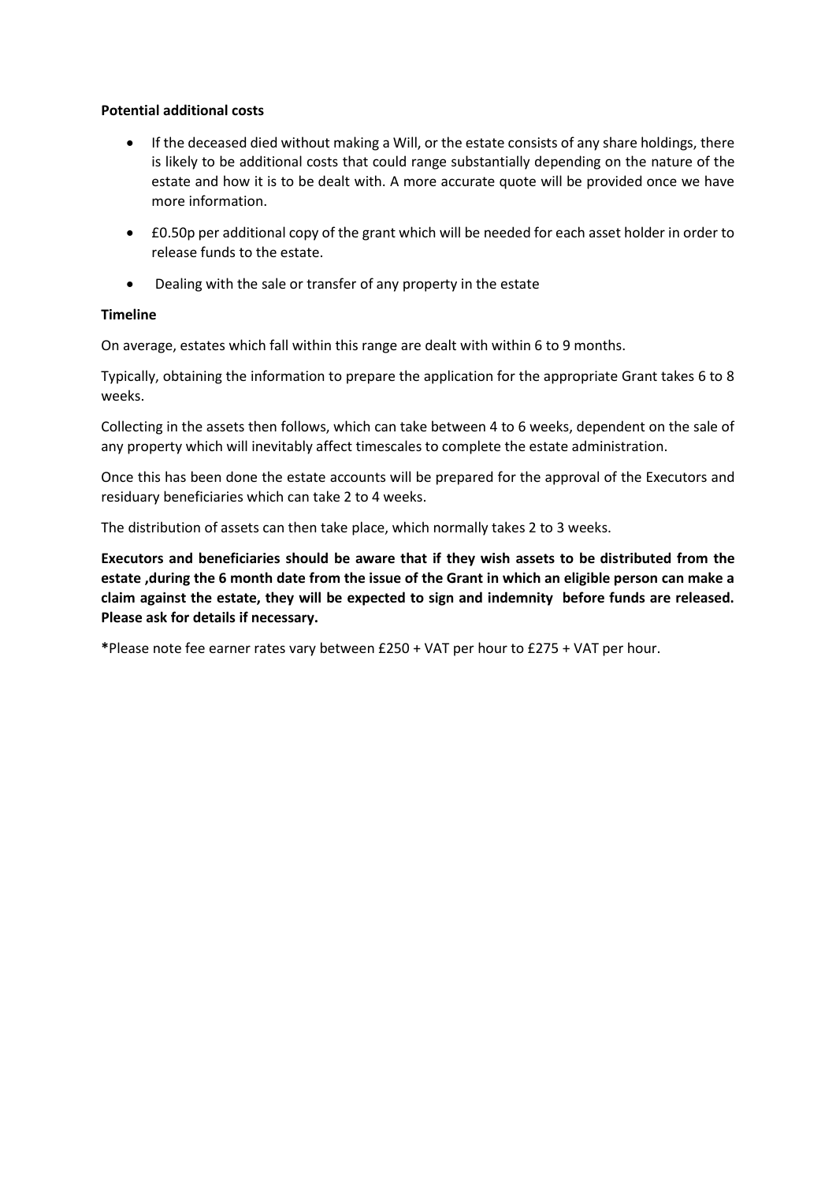**Potential additional costs**

- If the deceased died without making a Will, or the estate consists of any share holdings, there is likely to be additional costs that could range substantially depending on the nature of the estate and how it is to be dealt with. A more accurate quote will be provided once we have more information.
- £0.50p per additional copy of the grant which will be needed for each asset holder in order to release funds to the estate.
- Dealing with the sale or transfer of any property in the estate

**Timeline**

On average, estates which fall within this range are dealt with within 6 to 9 months.

Typically, obtaining the information to prepare the application for the appropriate Grant takes 6 to 8 weeks.

Collecting in the assets then follows, which can take between 4 to 6 weeks, dependent on the sale of any property which will inevitably affect timescales to complete the estate administration.

Once this has been done the estate accounts will be prepared for the approval of the Executors and residuary beneficiaries which can take 2 to 4 weeks.

The distribution of assets can then take place, which normally takes 2 to 3 weeks.

**Executors and beneficiaries should be aware that if they wish assets to be distributed from the estate ,during the 6 month date from the issue of the Grant in which an eligible person can make a claim against the estate, they will be expected to sign and indemnity before funds are released. Please ask for details if necessary.**

**\***Please note fee earner rates vary between £250 + VAT per hour to £275 + VAT per hour.